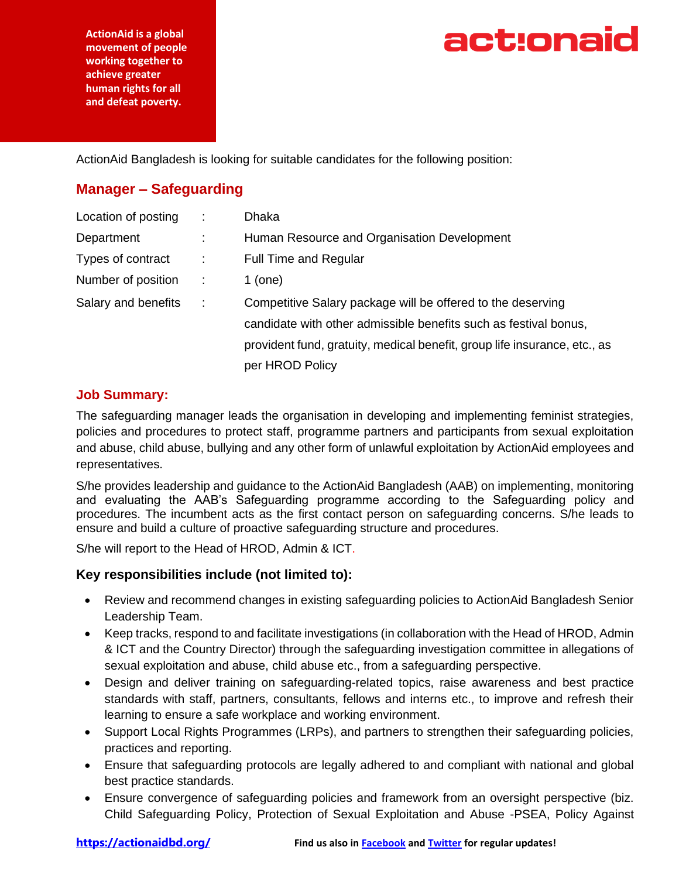ActionAid is a global movement of people working together to achieve greater human rights for all and defeat poverty.

actionaid

ActionAid Bangladesh is looking for suitable candidates for the following position:

## Manager – Safeguarding

| | | |
|---|---|---|
| Location of posting | : | Dhaka |
| Department | : | Human Resource and Organisation Development |
| Types of contract | : | Full Time and Regular |
| Number of position | : | 1 (one) |
| Salary and benefits | : | Competitive Salary package will be offered to the deserving candidate with other admissible benefits such as festival bonus, provident fund, gratuity, medical benefit, group life insurance, etc., as per HROD Policy |

### Job Summary:

The safeguarding manager leads the organisation in developing and implementing feminist strategies, policies and procedures to protect staff, programme partners and participants from sexual exploitation and abuse, child abuse, bullying and any other form of unlawful exploitation by ActionAid employees and representatives.

S/he provides leadership and guidance to the ActionAid Bangladesh (AAB) on implementing, monitoring and evaluating the AAB's Safeguarding programme according to the Safeguarding policy and procedures. The incumbent acts as the first contact person on safeguarding concerns. S/he leads to ensure and build a culture of proactive safeguarding structure and procedures.

S/he will report to the Head of HROD, Admin & ICT.

### Key responsibilities include (not limited to):

- Review and recommend changes in existing safeguarding policies to ActionAid Bangladesh Senior Leadership Team.
- Keep tracks, respond to and facilitate investigations (in collaboration with the Head of HROD, Admin & ICT and the Country Director) through the safeguarding investigation committee in allegations of sexual exploitation and abuse, child abuse etc., from a safeguarding perspective.
- Design and deliver training on safeguarding-related topics, raise awareness and best practice standards with staff, partners, consultants, fellows and interns etc., to improve and refresh their learning to ensure a safe workplace and working environment.
- Support Local Rights Programmes (LRPs), and partners to strengthen their safeguarding policies, practices and reporting.
- Ensure that safeguarding protocols are legally adhered to and compliant with national and global best practice standards.
- Ensure convergence of safeguarding policies and framework from an oversight perspective (biz. Child Safeguarding Policy, Protection of Sexual Exploitation and Abuse -PSEA, Policy Against

https://actionaidbd.org/ Find us also in Facebook and Twitter for regular updates!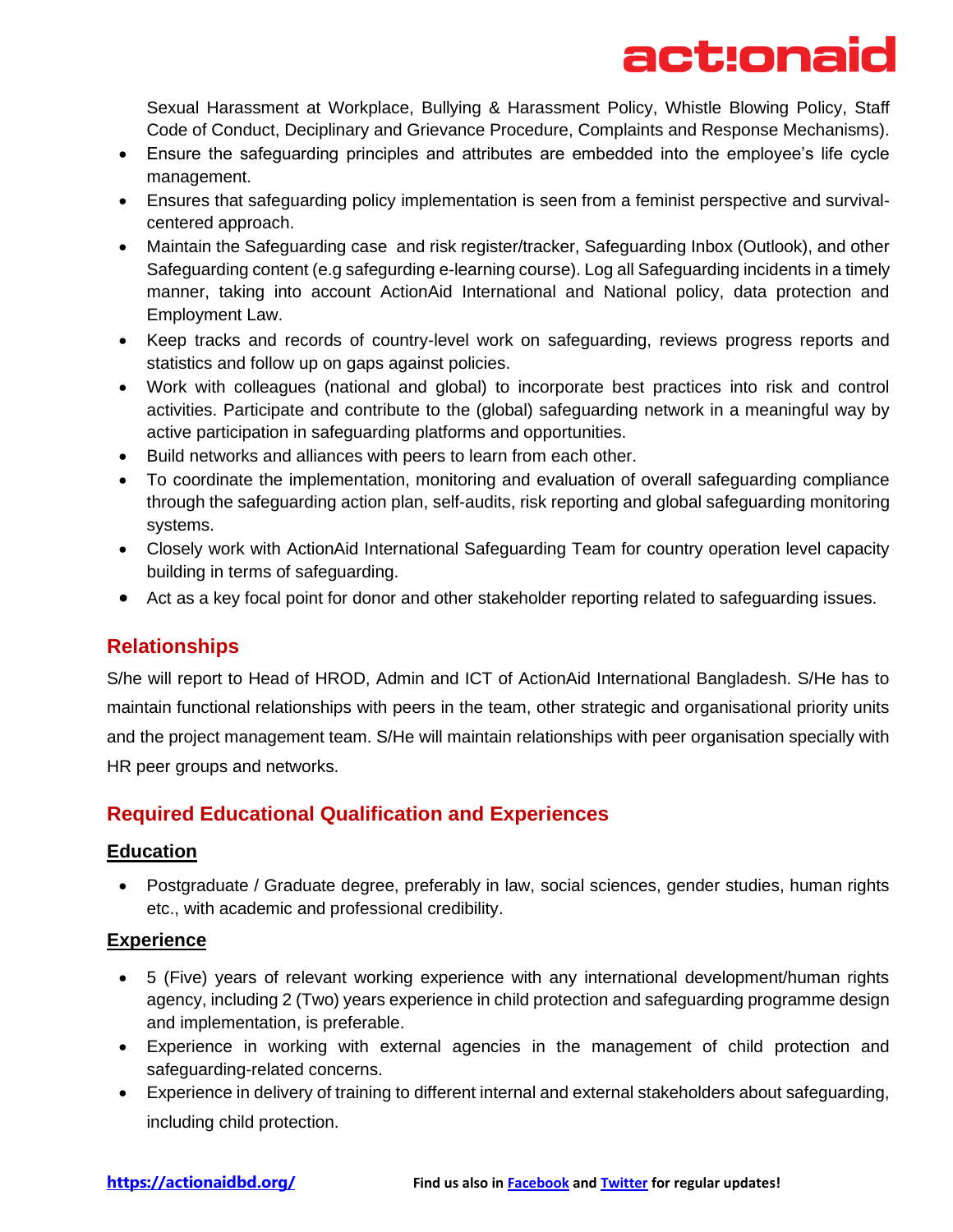Sexual Harassment at Workplace, Bullying & Harassment Policy, Whistle Blowing Policy, Staff Code of Conduct, Deciplinary and Grievance Procedure, Complaints and Response Mechanisms).

- Ensure the safeguarding principles and attributes are embedded into the employee's life cycle management.
- Ensures that safeguarding policy implementation is seen from a feminist perspective and survival-centered approach.
- Maintain the Safeguarding case and risk register/tracker, Safeguarding Inbox (Outlook), and other Safeguarding content (e.g safegurding e-learning course). Log all Safeguarding incidents in a timely manner, taking into account ActionAid International and National policy, data protection and Employment Law.
- Keep tracks and records of country-level work on safeguarding, reviews progress reports and statistics and follow up on gaps against policies.
- Work with colleagues (national and global) to incorporate best practices into risk and control activities. Participate and contribute to the (global) safeguarding network in a meaningful way by active participation in safeguarding platforms and opportunities.
- Build networks and alliances with peers to learn from each other.
- To coordinate the implementation, monitoring and evaluation of overall safeguarding compliance through the safeguarding action plan, self-audits, risk reporting and global safeguarding monitoring systems.
- Closely work with ActionAid International Safeguarding Team for country operation level capacity building in terms of safeguarding.
- Act as a key focal point for donor and other stakeholder reporting related to safeguarding issues.

## Relationships

S/he will report to Head of HROD, Admin and ICT of ActionAid International Bangladesh. S/He has to maintain functional relationships with peers in the team, other strategic and organisational priority units and the project management team. S/He will maintain relationships with peer organisation specially with HR peer groups and networks.

## Required Educational Qualification and Experiences

### Education

- Postgraduate / Graduate degree, preferably in law, social sciences, gender studies, human rights etc., with academic and professional credibility.

### Experience

- 5 (Five) years of relevant working experience with any international development/human rights agency, including 2 (Two) years experience in child protection and safeguarding programme design and implementation, is preferable.
- Experience in working with external agencies in the management of child protection and safeguarding-related concerns.
- Experience in delivery of training to different internal and external stakeholders about safeguarding, including child protection.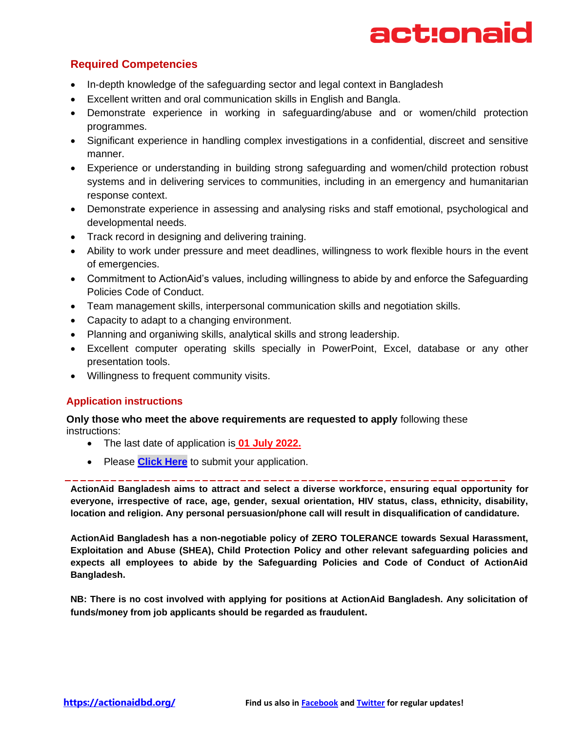## Required Competencies

- In-depth knowledge of the safeguarding sector and legal context in Bangladesh
- Excellent written and oral communication skills in English and Bangla.
- Demonstrate experience in working in safeguarding/abuse and or women/child protection programmes.
- Significant experience in handling complex investigations in a confidential, discreet and sensitive manner.
- Experience or understanding in building strong safeguarding and women/child protection robust systems and in delivering services to communities, including in an emergency and humanitarian response context.
- Demonstrate experience in assessing and analysing risks and staff emotional, psychological and developmental needs.
- Track record in designing and delivering training.
- Ability to work under pressure and meet deadlines, willingness to work flexible hours in the event of emergencies.
- Commitment to ActionAid's values, including willingness to abide by and enforce the Safeguarding Policies Code of Conduct.
- Team management skills, interpersonal communication skills and negotiation skills.
- Capacity to adapt to a changing environment.
- Planning and organiwing skills, analytical skills and strong leadership.
- Excellent computer operating skills specially in PowerPoint, Excel, database or any other presentation tools.
- Willingness to frequent community visits.

## Application instructions

**Only those who meet the above requirements are requested to apply** following these instructions:

- The last date of application is **01 July 2022.**
- Please **Click Here** to submit your application.

---

**ActionAid Bangladesh aims to attract and select a diverse workforce, ensuring equal opportunity for everyone, irrespective of race, age, gender, sexual orientation, HIV status, class, ethnicity, disability, location and religion. Any personal persuasion/phone call will result in disqualification of candidature.**

**ActionAid Bangladesh has a non-negotiable policy of ZERO TOLERANCE towards Sexual Harassment, Exploitation and Abuse (SHEA), Child Protection Policy and other relevant safeguarding policies and expects all employees to abide by the Safeguarding Policies and Code of Conduct of ActionAid Bangladesh.**

**NB: There is no cost involved with applying for positions at ActionAid Bangladesh. Any solicitation of funds/money from job applicants should be regarded as fraudulent.**

**https://actionaidbd.org/** **Find us also in Facebook and Twitter for regular updates!**